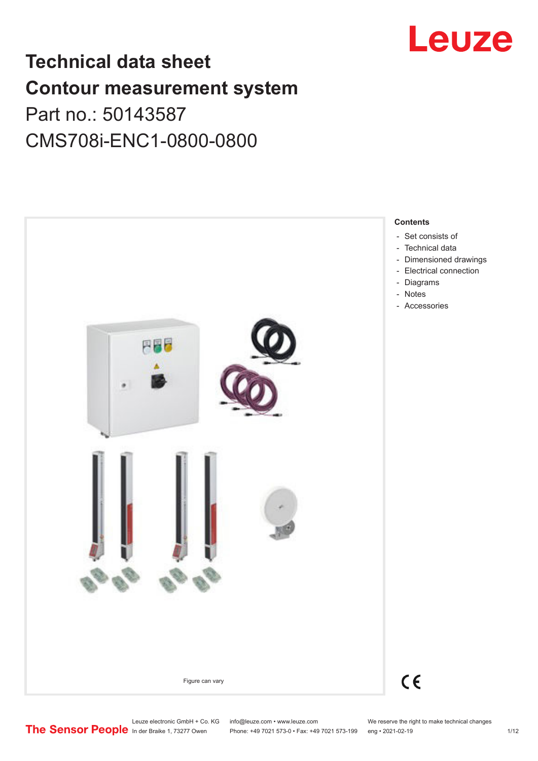# Technical data sheet
# Contour measurement system

Part no.: 50143587

CMS708i-ENC1-0800-0800

Leuze

Figure can vary

**Contents**

- Set consists of
- Technical data
- Dimensioned drawings
- Electrical connection
- Diagrams
- Notes
- Accessories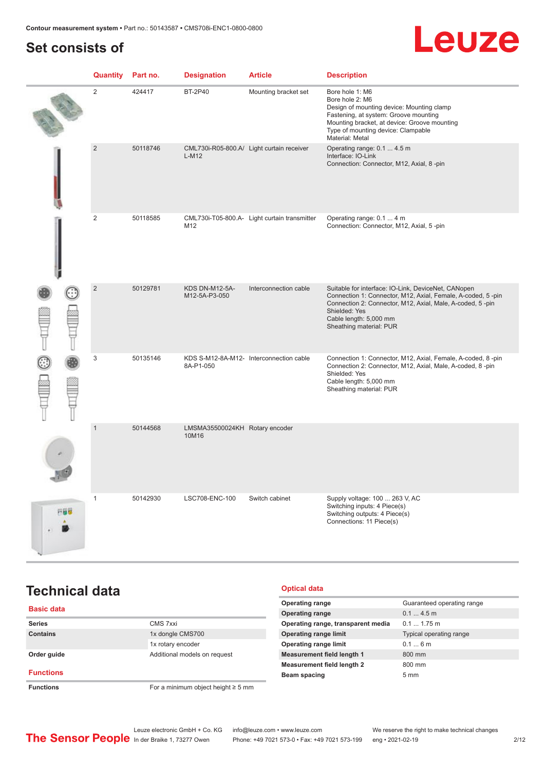## Set consists of

| Quantity | Part no. | Designation | Article | Description |
|---|---|---|---|---|
| 2 | 424417 | BT-2P40 | Mounting bracket set | Bore hole 1: M6<br>Bore hole 2: M6<br>Design of mounting device: Mounting clamp<br>Fastening, at system: Groove mounting<br>Mounting bracket, at device: Groove mounting<br>Type of mounting device: Clampable<br>Material: Metal |
| 2 | 50118746 | CML730i-R05-800.A/L-M12 | Light curtain receiver | Operating range: 0.1 ... 4.5 m<br>Interface: IO-Link<br>Connection: Connector, M12, Axial, 8 -pin |
| 2 | 50118585 | CML730i-T05-800.A-M12 | Light curtain transmitter | Operating range: 0.1 ... 4 m<br>Connection: Connector, M12, Axial, 5 -pin |
| 2 | 50129781 | KDS DN-M12-5A-M12-5A-P3-050 | Interconnection cable | Suitable for interface: IO-Link, DeviceNet, CANopen<br>Connection 1: Connector, M12, Axial, Female, A-coded, 5 -pin<br>Connection 2: Connector, M12, Axial, Male, A-coded, 5 -pin<br>Shielded: Yes<br>Cable length: 5,000 mm<br>Sheathing material: PUR |
| 3 | 50135146 | KDS S-M12-8A-M12-8A-P1-050 | Interconnection cable | Connection 1: Connector, M12, Axial, Female, A-coded, 8 -pin<br>Connection 2: Connector, M12, Axial, Male, A-coded, 8 -pin<br>Shielded: Yes<br>Cable length: 5,000 mm<br>Sheathing material: PUR |
| 1 | 50144568 | LMSMA35500024KH10M16 | Rotary encoder | |
| 1 | 50142930 | LSC708-ENC-100 | Switch cabinet | Supply voltage: 100 ... 263 V, AC<br>Switching inputs: 4 Piece(s)<br>Switching outputs: 4 Piece(s)<br>Connections: 11 Piece(s) |

## Technical data

### Basic data

| | |
|---|---|
| **Series** | CMS 7xxi |
| **Contains** | 1x dongle CMS700 |
| | 1x rotary encoder |
| **Order guide** | Additional models on request |

### Functions

| | |
|---|---|
| **Functions** | For a minimum object height ≥ 5 mm |

### Optical data

| | |
|---|---|
| **Operating range** | Guaranteed operating range |
| **Operating range** | 0.1 ... 4.5 m |
| **Operating range, transparent media** | 0.1 ... 1.75 m |
| **Operating range limit** | Typical operating range |
| **Operating range limit** | 0.1 ... 6 m |
| **Measurement field length 1** | 800 mm |
| **Measurement field length 2** | 800 mm |
| **Beam spacing** | 5 mm |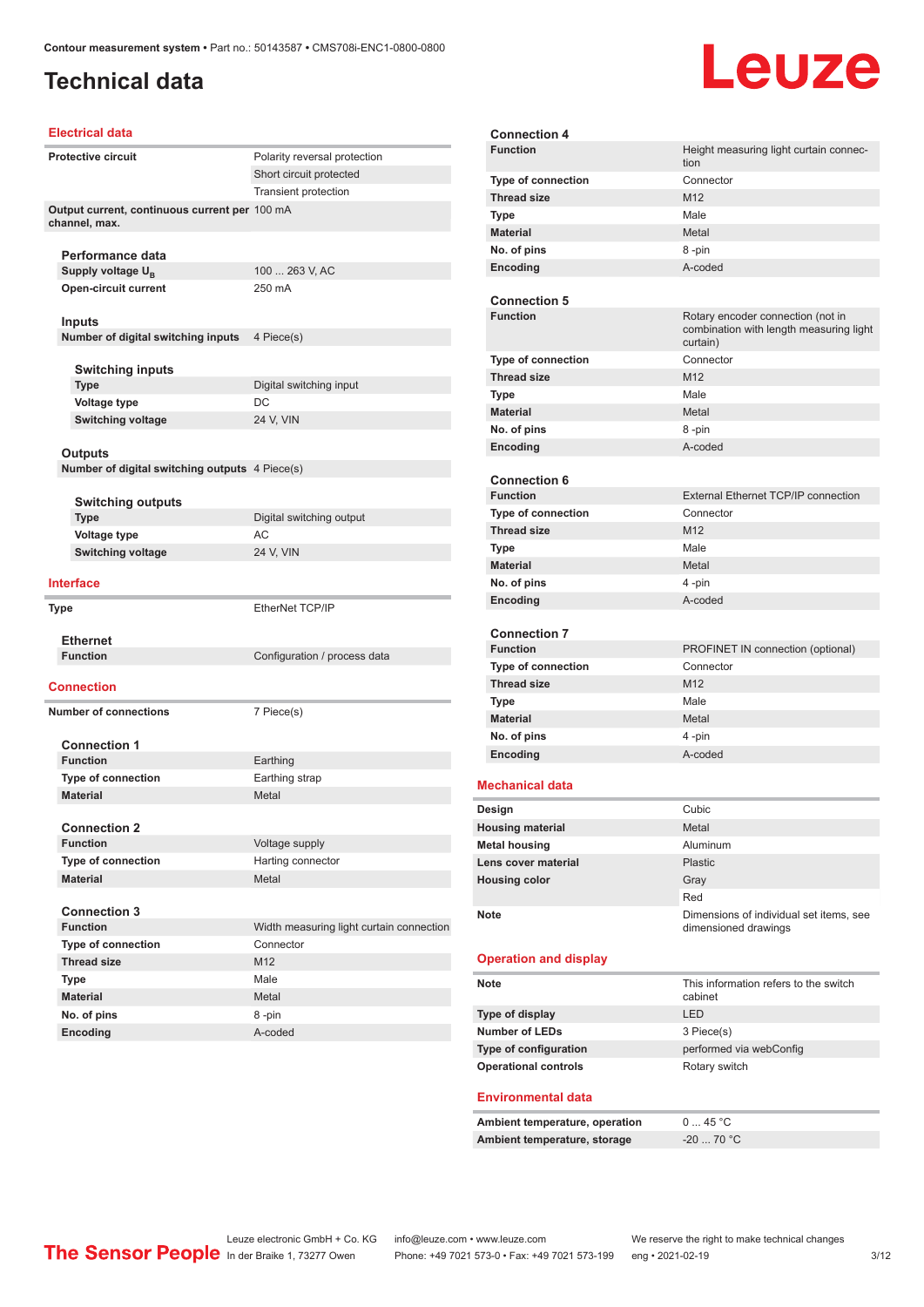# Technical data

## Electrical data

| | |
|---|---|
| **Protective circuit** | Polarity reversal protection |
| | Short circuit protected |
| | Transient protection |
| **Output current, continuous current per channel, max.** | 100 mA |

### Performance data

| | |
|---|---|
| **Supply voltage $U_B$** | 100 ... 263 V, AC |
| **Open-circuit current** | 250 mA |

### Inputs

| | |
|---|---|
| **Number of digital switching inputs** | 4 Piece(s) |

#### Switching inputs

| | |
|---|---|
| **Type** | Digital switching input |
| **Voltage type** | DC |
| **Switching voltage** | 24 V, VIN |

### Outputs

| | |
|---|---|
| **Number of digital switching outputs** | 4 Piece(s) |

#### Switching outputs

| | |
|---|---|
| **Type** | Digital switching output |
| **Voltage type** | AC |
| **Switching voltage** | 24 V, VIN |

## Interface

| | |
|---|---|
| **Type** | EtherNet TCP/IP |

### Ethernet

| | |
|---|---|
| **Function** | Configuration / process data |

## Connection

| | |
|---|---|
| **Number of connections** | 7 Piece(s) |

### Connection 1

| | |
|---|---|
| **Function** | Earthing |
| **Type of connection** | Earthing strap |
| **Material** | Metal |

### Connection 2

| | |
|---|---|
| **Function** | Voltage supply |
| **Type of connection** | Harting connector |
| **Material** | Metal |

### Connection 3

| | |
|---|---|
| **Function** | Width measuring light curtain connection |
| **Type of connection** | Connector |
| **Thread size** | M12 |
| **Type** | Male |
| **Material** | Metal |
| **No. of pins** | 8 -pin |
| **Encoding** | A-coded |

### Connection 4

| | |
|---|---|
| **Function** | Height measuring light curtain connection |
| **Type of connection** | Connector |
| **Thread size** | M12 |
| **Type** | Male |
| **Material** | Metal |
| **No. of pins** | 8 -pin |
| **Encoding** | A-coded |

### Connection 5

| | |
|---|---|
| **Function** | Rotary encoder connection (not in combination with length measuring light curtain) |
| **Type of connection** | Connector |
| **Thread size** | M12 |
| **Type** | Male |
| **Material** | Metal |
| **No. of pins** | 8 -pin |
| **Encoding** | A-coded |

### Connection 6

| | |
|---|---|
| **Function** | External Ethernet TCP/IP connection |
| **Type of connection** | Connector |
| **Thread size** | M12 |
| **Type** | Male |
| **Material** | Metal |
| **No. of pins** | 4 -pin |
| **Encoding** | A-coded |

### Connection 7

| | |
|---|---|
| **Function** | PROFINET IN connection (optional) |
| **Type of connection** | Connector |
| **Thread size** | M12 |
| **Type** | Male |
| **Material** | Metal |
| **No. of pins** | 4 -pin |
| **Encoding** | A-coded |

## Mechanical data

| | |
|---|---|
| **Design** | Cubic |
| **Housing material** | Metal |
| **Metal housing** | Aluminum |
| **Lens cover material** | Plastic |
| **Housing color** | Gray |
| | Red |
| **Note** | Dimensions of individual set items, see dimensioned drawings |

## Operation and display

| | |
|---|---|
| **Note** | This information refers to the switch cabinet |
| **Type of display** | LED |
| **Number of LEDs** | 3 Piece(s) |
| **Type of configuration** | performed via webConfig |
| **Operational controls** | Rotary switch |

## Environmental data

| | |
|---|---|
| **Ambient temperature, operation** | 0 ... 45 °C |
| **Ambient temperature, storage** | -20 ... 70 °C |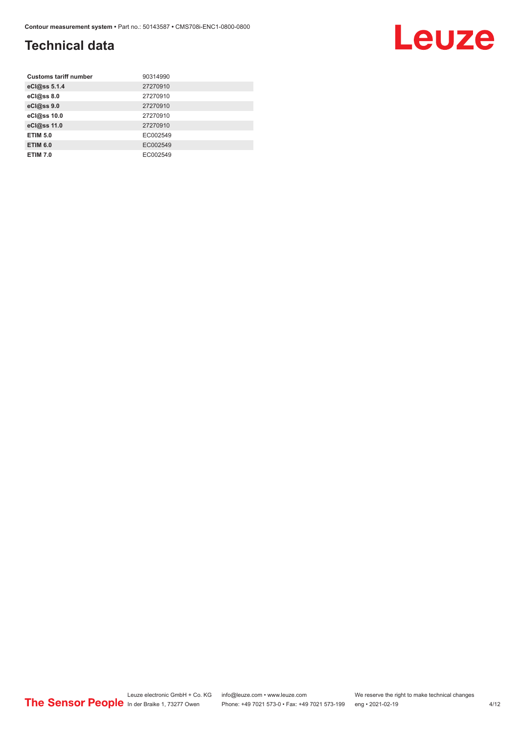## Technical data

| | |
|---|---|
| **Customs tariff number** | 90314990 |
| **eCl@ss 5.1.4** | 27270910 |
| **eCl@ss 8.0** | 27270910 |
| **eCl@ss 9.0** | 27270910 |
| **eCl@ss 10.0** | 27270910 |
| **eCl@ss 11.0** | 27270910 |
| **ETIM 5.0** | EC002549 |
| **ETIM 6.0** | EC002549 |
| **ETIM 7.0** | EC002549 |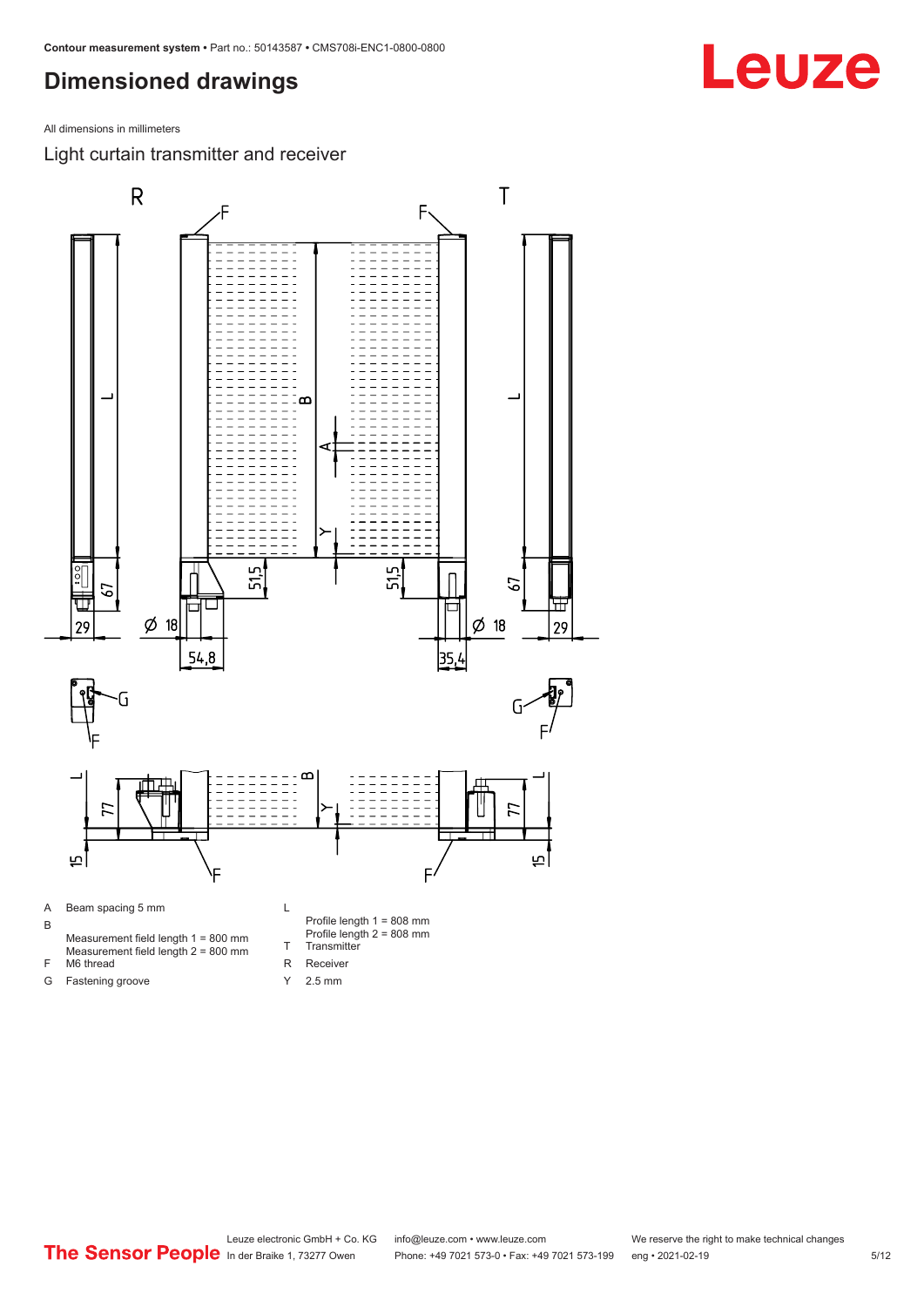# Dimensioned drawings

All dimensions in millimeters

## Light curtain transmitter and receiver

A Beam spacing 5 mm

B Measurement field length 1 = 800 mm
Measurement field length 2 = 800 mm

F M6 thread

G Fastening groove

L Profile length 1 = 808 mm
Profile length 2 = 808 mm

T Transmitter

R Receiver

Y 2.5 mm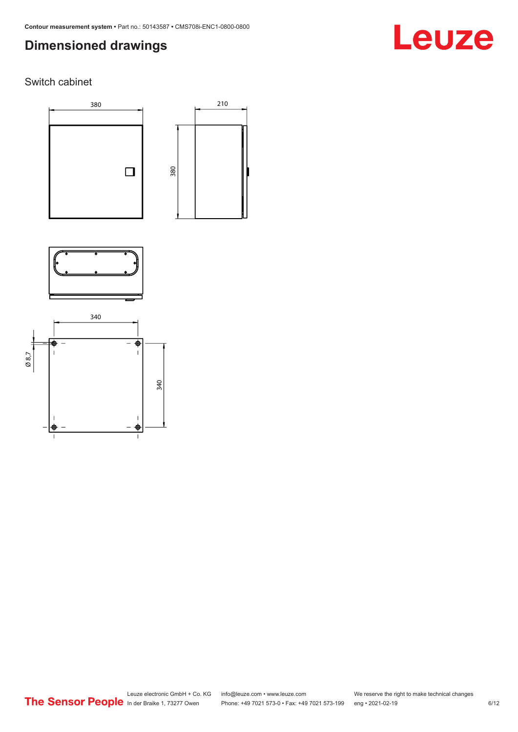# Dimensioned drawings

Switch cabinet

380

210

380

340

Ø 8,7

340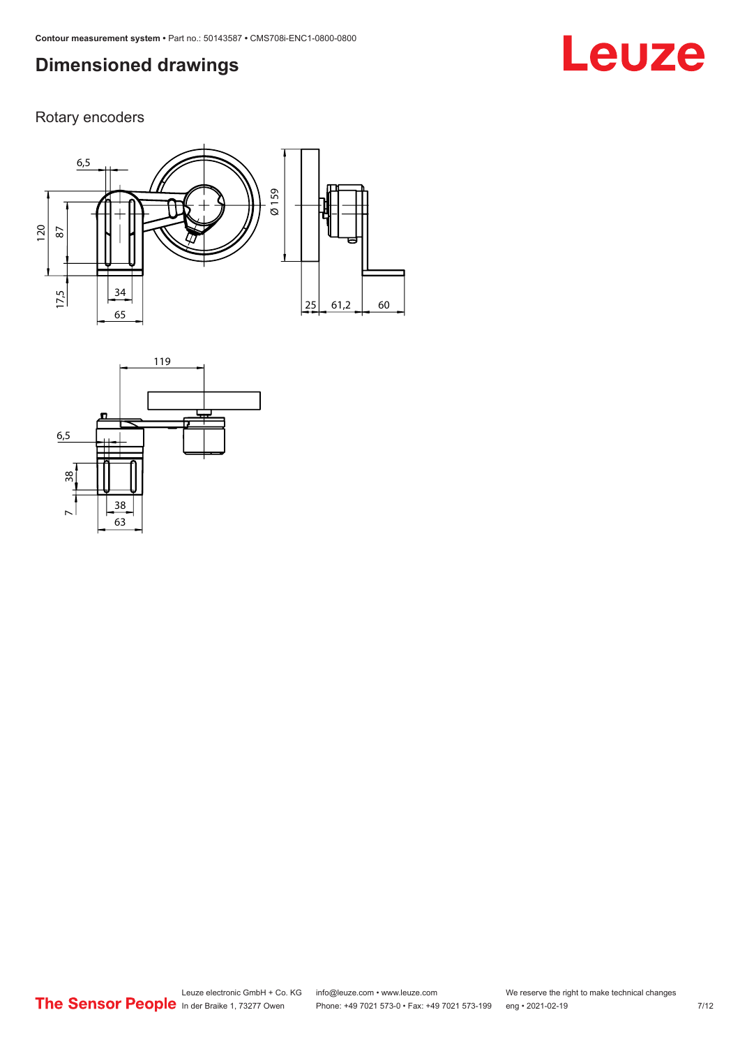## Dimensioned drawings

Rotary encoders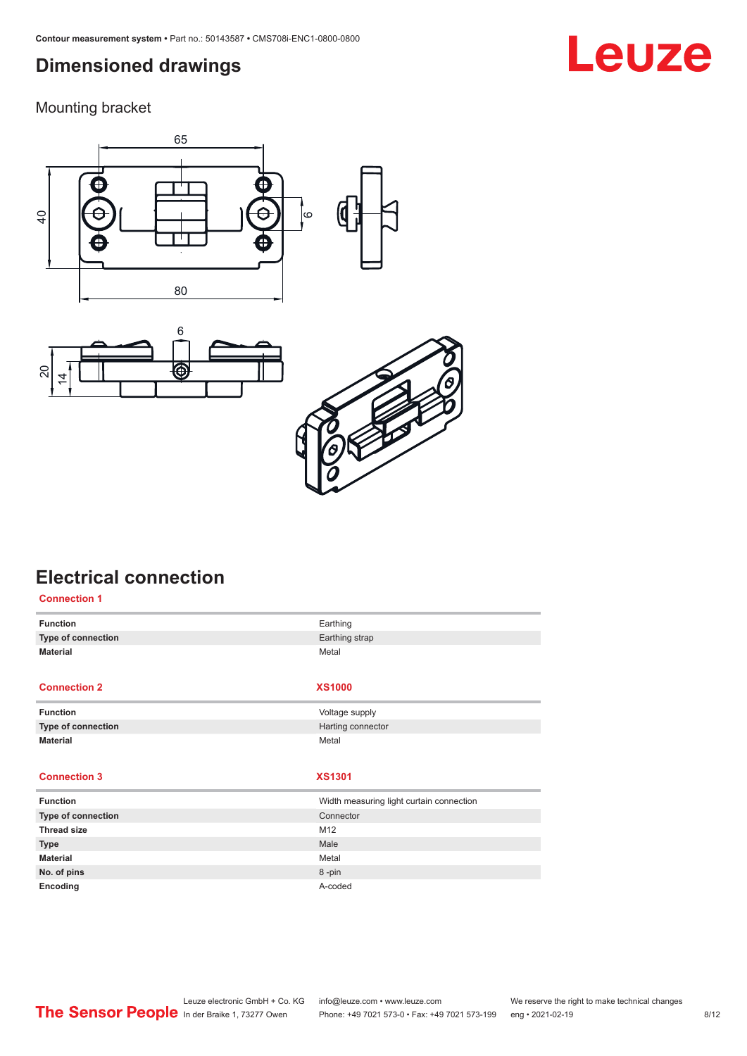## Dimensioned drawings

### Mounting bracket

## Electrical connection

| Connection 1 | |
|---|---|
| **Function** | Earthing |
| **Type of connection** | Earthing strap |
| **Material** | Metal |

| Connection 2 | XS1000 |
|---|---|
| **Function** | Voltage supply |
| **Type of connection** | Harting connector |
| **Material** | Metal |

| Connection 3 | XS1301 |
|---|---|
| **Function** | Width measuring light curtain connection |
| **Type of connection** | Connector |
| **Thread size** | M12 |
| **Type** | Male |
| **Material** | Metal |
| **No. of pins** | 8 -pin |
| **Encoding** | A-coded |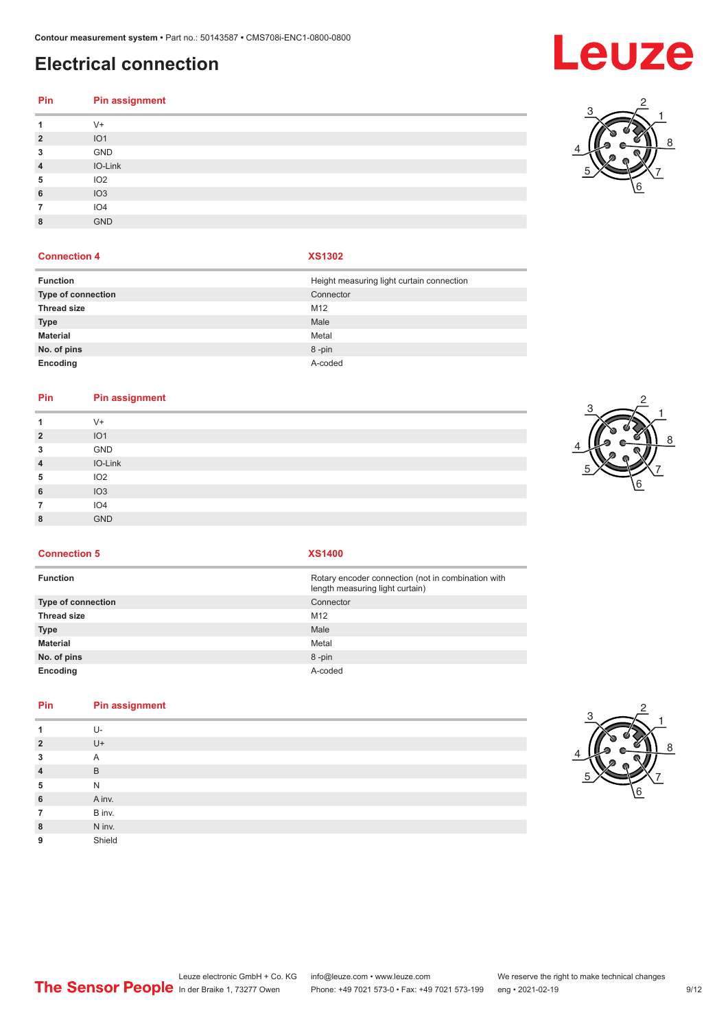# Electrical connection

| Pin | Pin assignment |
|---|---|
| 1 | V+ |
| 2 | IO1 |
| 3 | GND |
| 4 | IO-Link |
| 5 | IO2 |
| 6 | IO3 |
| 7 | IO4 |
| 8 | GND |

| Connection 4 | XS1302 |
|---|---|
| Function | Height measuring light curtain connection |
| Type of connection | Connector |
| Thread size | M12 |
| Type | Male |
| Material | Metal |
| No. of pins | 8 -pin |
| Encoding | A-coded |

| Pin | Pin assignment |
|---|---|
| 1 | V+ |
| 2 | IO1 |
| 3 | GND |
| 4 | IO-Link |
| 5 | IO2 |
| 6 | IO3 |
| 7 | IO4 |
| 8 | GND |

| Connection 5 | XS1400 |
|---|---|
| Function | Rotary encoder connection (not in combination with length measuring light curtain) |
| Type of connection | Connector |
| Thread size | M12 |
| Type | Male |
| Material | Metal |
| No. of pins | 8 -pin |
| Encoding | A-coded |

| Pin | Pin assignment |
|---|---|
| 1 | U- |
| 2 | U+ |
| 3 | A |
| 4 | B |
| 5 | N |
| 6 | A inv. |
| 7 | B inv. |
| 8 | N inv. |
| 9 | Shield |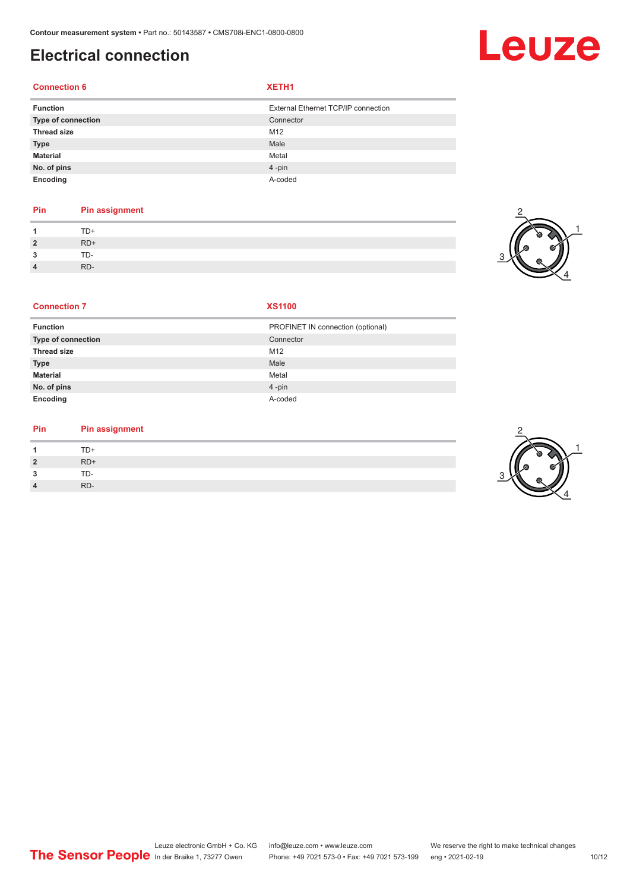# Electrical connection

| Connection 6 | XETH1 |
|---|---|
| **Function** | External Ethernet TCP/IP connection |
| **Type of connection** | Connector |
| **Thread size** | M12 |
| **Type** | Male |
| **Material** | Metal |
| **No. of pins** | 4 -pin |
| **Encoding** | A-coded |

| Pin | Pin assignment |
|---|---|
| **1** | TD+ |
| **2** | RD+ |
| **3** | TD- |
| **4** | RD- |

| Connection 7 | XS1100 |
|---|---|
| **Function** | PROFINET IN connection (optional) |
| **Type of connection** | Connector |
| **Thread size** | M12 |
| **Type** | Male |
| **Material** | Metal |
| **No. of pins** | 4 -pin |
| **Encoding** | A-coded |

| Pin | Pin assignment |
|---|---|
| **1** | TD+ |
| **2** | RD+ |
| **3** | TD- |
| **4** | RD- |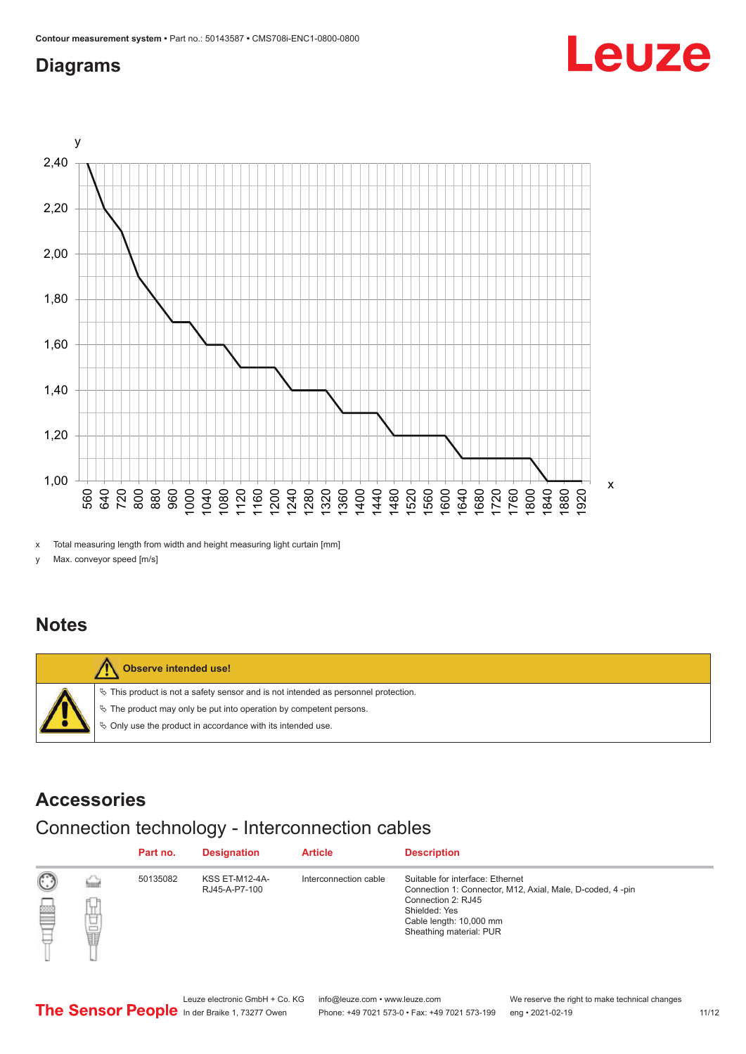## Diagrams

x Total measuring length from width and height measuring light curtain [mm]

y Max. conveyor speed [m/s]

## Notes

| Observe intended use! |
|---|
| ✎ This product is not a safety sensor and is not intended as personnel protection. |
| ✎ The product may only be put into operation by competent persons. |
| ✎ Only use the product in accordance with its intended use. |

## Accessories

### Connection technology - Interconnection cables

| | Part no. | Designation | Article | Description |
|---|---|---|---|---|
| | 50135082 | KSS ET-M12-4A-RJ45-A-P7-100 | Interconnection cable | Suitable for interface: Ethernet<br>Connection 1: Connector, M12, Axial, Male, D-coded, 4 -pin<br>Connection 2: RJ45<br>Shielded: Yes<br>Cable length: 10,000 mm<br>Sheathing material: PUR |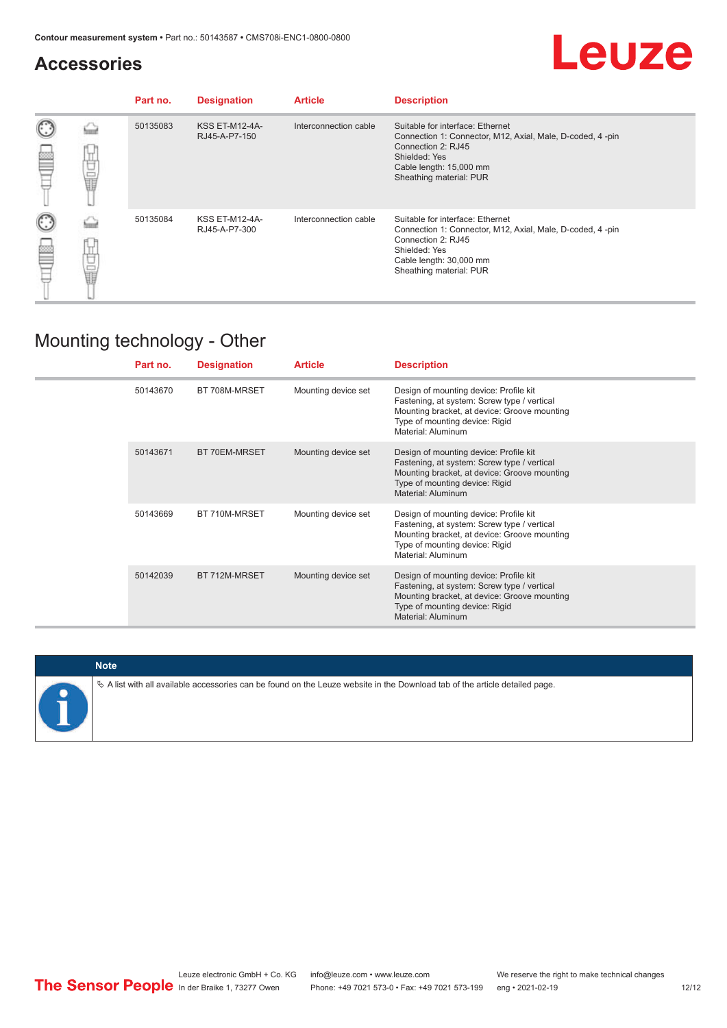## Accessories

| Part no. | Designation | Article | Description |
|---|---|---|---|
| 50135083 | KSS ET-M12-4A-RJ45-A-P7-150 | Interconnection cable | Suitable for interface: Ethernet<br>Connection 1: Connector, M12, Axial, Male, D-coded, 4 -pin<br>Connection 2: RJ45<br>Shielded: Yes<br>Cable length: 15,000 mm<br>Sheathing material: PUR |
| 50135084 | KSS ET-M12-4A-RJ45-A-P7-300 | Interconnection cable | Suitable for interface: Ethernet<br>Connection 1: Connector, M12, Axial, Male, D-coded, 4 -pin<br>Connection 2: RJ45<br>Shielded: Yes<br>Cable length: 30,000 mm<br>Sheathing material: PUR |

## Mounting technology - Other

| Part no. | Designation | Article | Description |
|---|---|---|---|
| 50143670 | BT 708M-MRSET | Mounting device set | Design of mounting device: Profile kit<br>Fastening, at system: Screw type / vertical<br>Mounting bracket, at device: Groove mounting<br>Type of mounting device: Rigid<br>Material: Aluminum |
| 50143671 | BT 70EM-MRSET | Mounting device set | Design of mounting device: Profile kit<br>Fastening, at system: Screw type / vertical<br>Mounting bracket, at device: Groove mounting<br>Type of mounting device: Rigid<br>Material: Aluminum |
| 50143669 | BT 710M-MRSET | Mounting device set | Design of mounting device: Profile kit<br>Fastening, at system: Screw type / vertical<br>Mounting bracket, at device: Groove mounting<br>Type of mounting device: Rigid<br>Material: Aluminum |
| 50142039 | BT 712M-MRSET | Mounting device set | Design of mounting device: Profile kit<br>Fastening, at system: Screw type / vertical<br>Mounting bracket, at device: Groove mounting<br>Type of mounting device: Rigid<br>Material: Aluminum |

**Note**

↳ A list with all available accessories can be found on the Leuze website in the Download tab of the article detailed page.